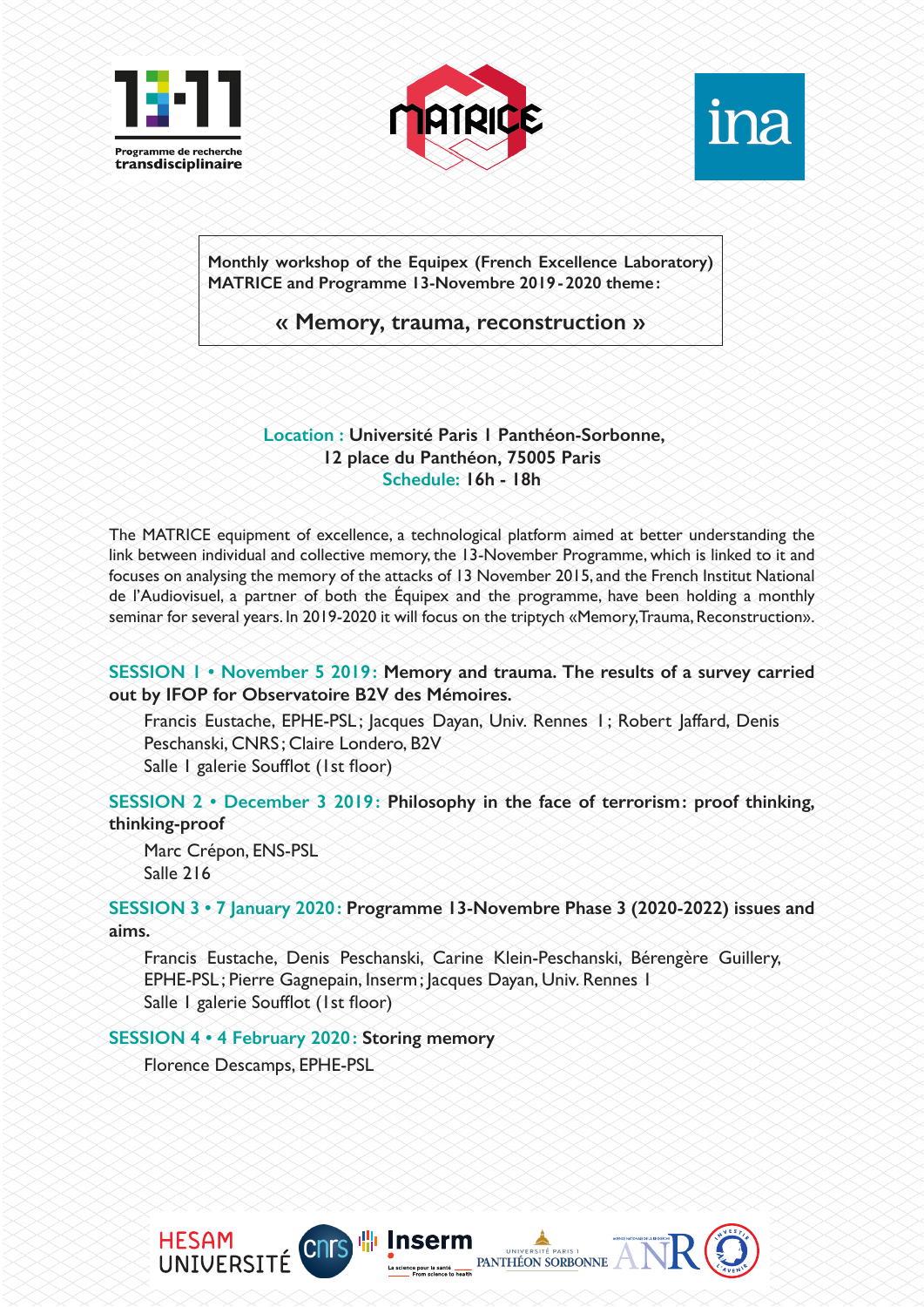Monthly workshop of the Equipex (French Excellence Laboratory) MATRICE and Programme 13-Novembre 2019-2020 theme:

# « Memory, trauma, reconstruction »

**Location :** **Université Paris 1 Panthéon-Sorbonne, 12 place du Panthéon, 75005 Paris**
**Schedule:** **16h - 18h**

The MATRICE equipment of excellence, a technological platform aimed at better understanding the link between individual and collective memory, the 13-November Programme, which is linked to it and focuses on analysing the memory of the attacks of 13 November 2015, and the French Institut National de l'Audiovisuel, a partner of both the Équipex and the programme, have been holding a monthly seminar for several years. In 2019-2020 it will focus on the triptych «Memory, Trauma, Reconstruction».

**SESSION 1 • November 5 2019: Memory and trauma. The results of a survey carried out by IFOP for Observatoire B2V des Mémoires.**

Francis Eustache, EPHE-PSL; Jacques Dayan, Univ. Rennes 1; Robert Jaffard, Denis Peschanski, CNRS; Claire Londero, B2V
Salle 1 galerie Soufflot (1st floor)

**SESSION 2 • December 3 2019: Philosophy in the face of terrorism: proof thinking, thinking-proof**

Marc Crépon, ENS-PSL
Salle 216

**SESSION 3 • 7 January 2020: Programme 13-Novembre Phase 3 (2020-2022) issues and aims.**

Francis Eustache, Denis Peschanski, Carine Klein-Peschanski, Bérengère Guillery, EPHE-PSL; Pierre Gagnepain, Inserm; Jacques Dayan, Univ. Rennes 1
Salle 1 galerie Soufflot (1st floor)

**SESSION 4 • 4 February 2020: Storing memory**

Florence Descamps, EPHE-PSL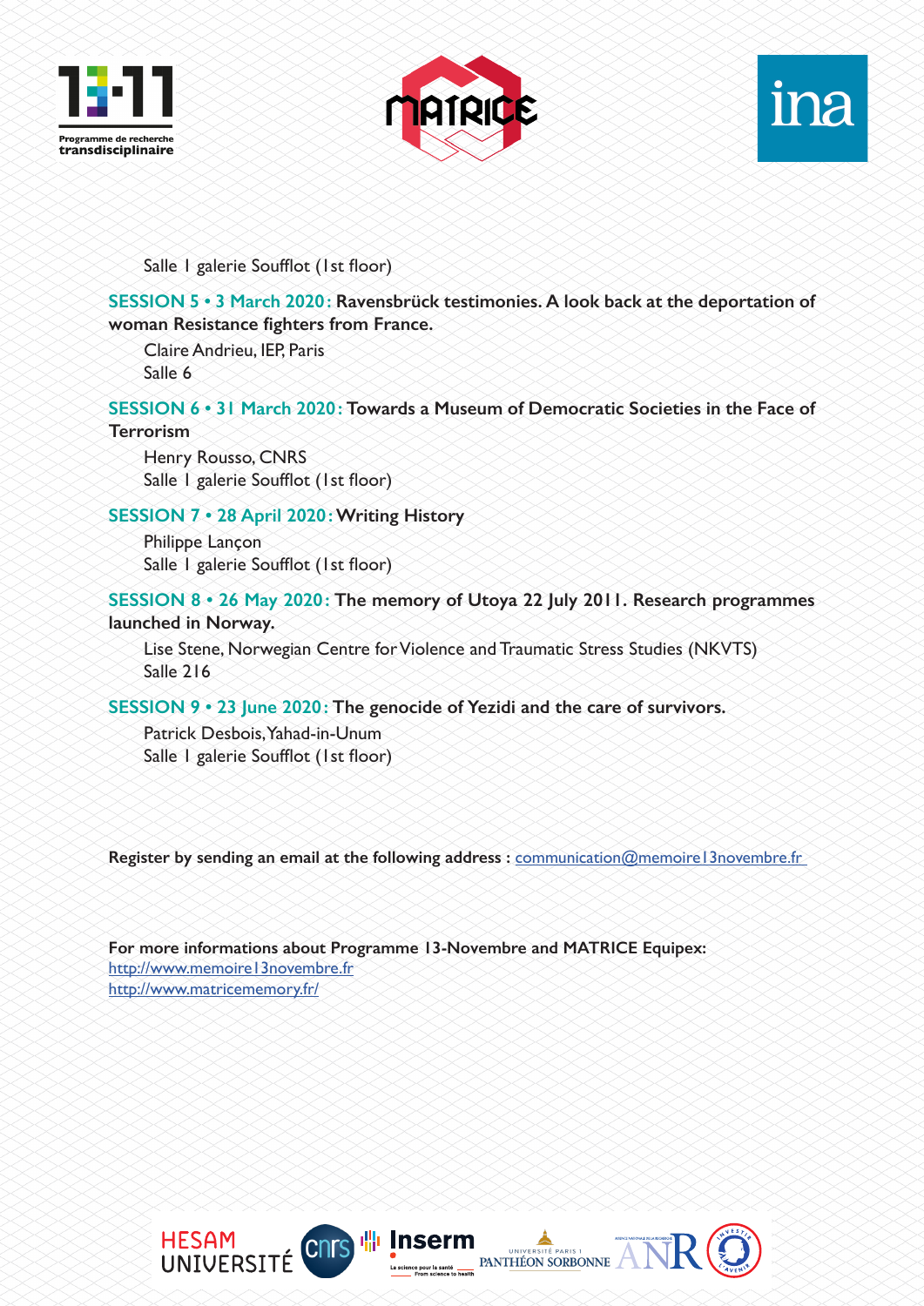Salle 1 galerie Soufflot (1st floor)

**SESSION 5 • 3 March 2020: Ravensbrück testimonies. A look back at the deportation of woman Resistance fighters from France.**

Claire Andrieu, IEP, Paris
Salle 6

**SESSION 6 • 31 March 2020: Towards a Museum of Democratic Societies in the Face of Terrorism**

Henry Rousso, CNRS
Salle 1 galerie Soufflot (1st floor)

**SESSION 7 • 28 April 2020: Writing History**

Philippe Lançon
Salle 1 galerie Soufflot (1st floor)

**SESSION 8 • 26 May 2020: The memory of Utoya 22 July 2011. Research programmes launched in Norway.**

Lise Stene, Norwegian Centre for Violence and Traumatic Stress Studies (NKVTS)
Salle 216

**SESSION 9 • 23 June 2020: The genocide of Yezidi and the care of survivors.**

Patrick Desbois, Yahad-in-Unum
Salle 1 galerie Soufflot (1st floor)

**Register by sending an email at the following address :** communication@memoire13novembre.fr

**For more informations about Programme 13-Novembre and MATRICE Equipex:**
http://www.memoire13novembre.fr
http://www.matricememory.fr/